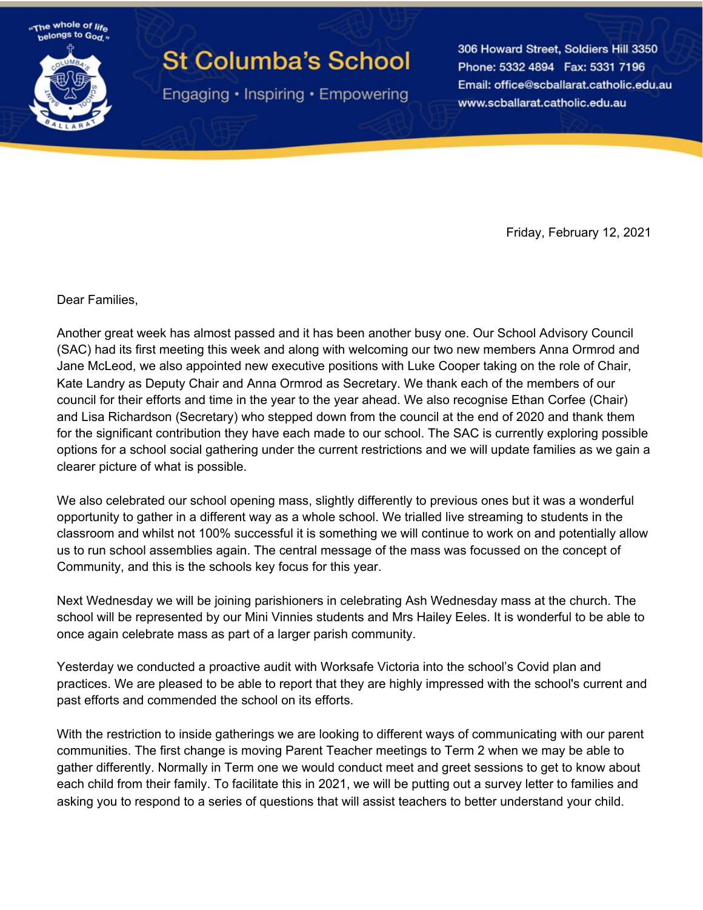"The whole of life belongs to God."

# St Columba's School

Engaging • Inspiring • Empowering

306 Howard Street, Soldiers Hill 3350
Phone: 5332 4894 Fax: 5331 7196
Email: office@scballarat.catholic.edu.au
www.scballarat.catholic.edu.au

Friday, February 12, 2021

Dear Families,

Another great week has almost passed and it has been another busy one. Our School Advisory Council (SAC) had its first meeting this week and along with welcoming our two new members Anna Ormrod and Jane McLeod, we also appointed new executive positions with Luke Cooper taking on the role of Chair, Kate Landry as Deputy Chair and Anna Ormrod as Secretary. We thank each of the members of our council for their efforts and time in the year to the year ahead. We also recognise Ethan Corfee (Chair) and Lisa Richardson (Secretary) who stepped down from the council at the end of 2020 and thank them for the significant contribution they have each made to our school. The SAC is currently exploring possible options for a school social gathering under the current restrictions and we will update families as we gain a clearer picture of what is possible.

We also celebrated our school opening mass, slightly differently to previous ones but it was a wonderful opportunity to gather in a different way as a whole school. We trialled live streaming to students in the classroom and whilst not 100% successful it is something we will continue to work on and potentially allow us to run school assemblies again. The central message of the mass was focussed on the concept of Community, and this is the schools key focus for this year.

Next Wednesday we will be joining parishioners in celebrating Ash Wednesday mass at the church. The school will be represented by our Mini Vinnies students and Mrs Hailey Eeles. It is wonderful to be able to once again celebrate mass as part of a larger parish community.

Yesterday we conducted a proactive audit with Worksafe Victoria into the school's Covid plan and practices. We are pleased to be able to report that they are highly impressed with the school's current and past efforts and commended the school on its efforts.

With the restriction to inside gatherings we are looking to different ways of communicating with our parent communities. The first change is moving Parent Teacher meetings to Term 2 when we may be able to gather differently. Normally in Term one we would conduct meet and greet sessions to get to know about each child from their family. To facilitate this in 2021, we will be putting out a survey letter to families and asking you to respond to a series of questions that will assist teachers to better understand your child.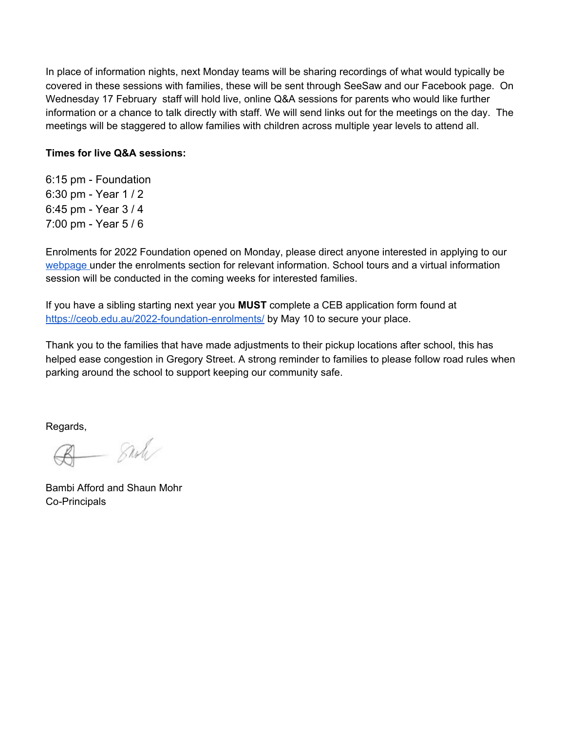In place of information nights, next Monday teams will be sharing recordings of what would typically be covered in these sessions with families, these will be sent through SeeSaw and our Facebook page. On Wednesday 17 February staff will hold live, online Q&A sessions for parents who would like further information or a chance to talk directly with staff. We will send links out for the meetings on the day. The meetings will be staggered to allow families with children across multiple year levels to attend all.

**Times for live Q&A sessions:**

6:15 pm - Foundation
6:30 pm - Year 1 / 2
6:45 pm - Year 3 / 4
7:00 pm - Year 5 / 6

Enrolments for 2022 Foundation opened on Monday, please direct anyone interested in applying to our [webpage](#) under the enrolments section for relevant information. School tours and a virtual information session will be conducted in the coming weeks for interested families.

If you have a sibling starting next year you **MUST** complete a CEB application form found at [https://ceob.edu.au/2022-foundation-enrolments/](https://ceob.edu.au/2022-foundation-enrolments/) by May 10 to secure your place.

Thank you to the families that have made adjustments to their pickup locations after school, this has helped ease congestion in Gregory Street. A strong reminder to families to please follow road rules when parking around the school to support keeping our community safe.

Regards,

Bambi Afford and Shaun Mohr
Co-Principals